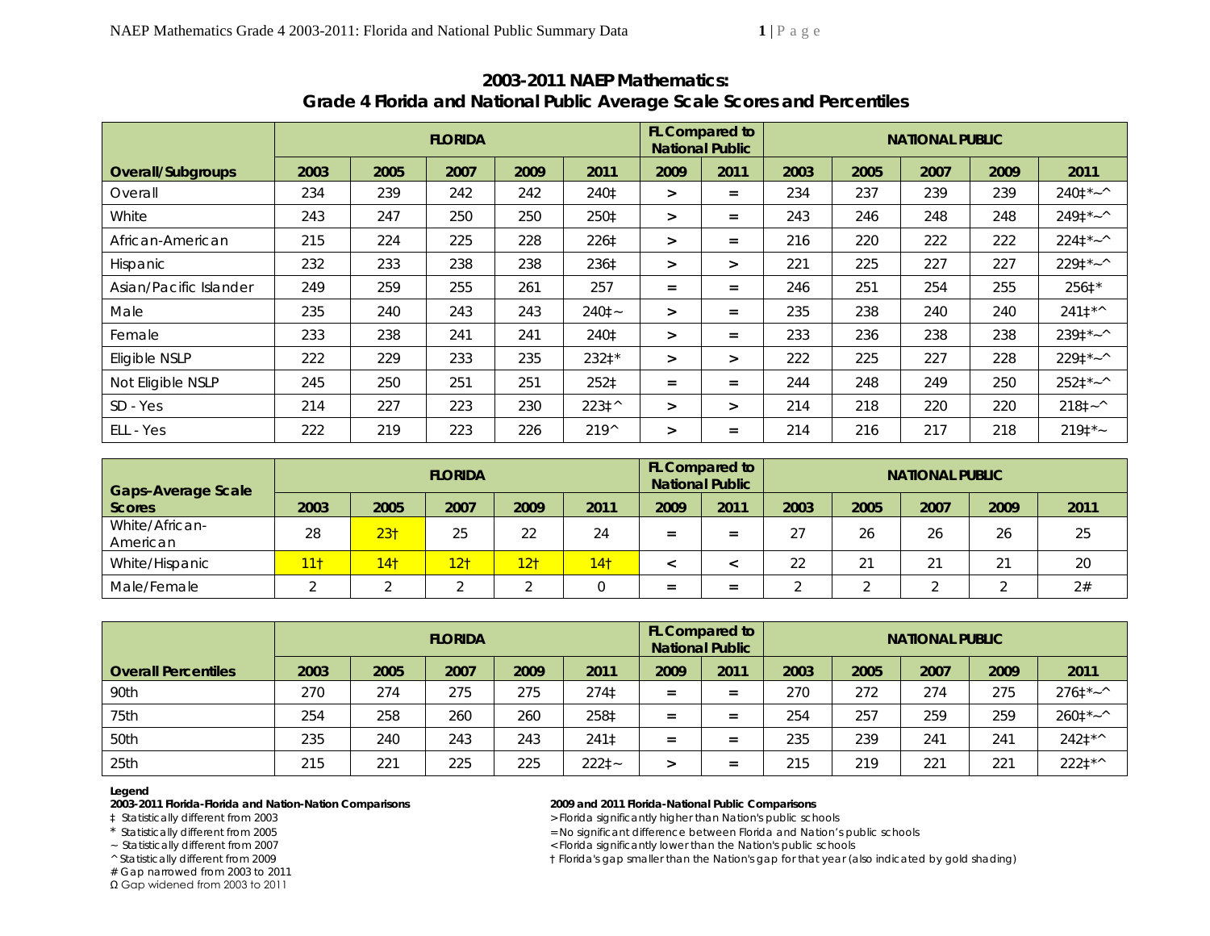## 2003-2011 NAEP Mathematics: Grade 4 Florida and National Public Average Scale Scores and Percentiles

| | FLORIDA | | | | | FL Compared to National Public | | NATIONAL PUBLIC | | | | |
|---|---|---|---|---|---|---|---|---|---|---|---|---|
| **Overall/Subgroups** | **2003** | **2005** | **2007** | **2009** | **2011** | **2009** | **2011** | **2003** | **2005** | **2007** | **2009** | **2011** |
| Overall | 234 | 239 | 242 | 242 | 240‡ | > | = | 234 | 237 | 239 | 239 | 240‡*~^ |
| White | 243 | 247 | 250 | 250 | 250‡ | > | = | 243 | 246 | 248 | 248 | 249‡*~^ |
| African-American | 215 | 224 | 225 | 228 | 226‡ | > | = | 216 | 220 | 222 | 222 | 224‡*~^ |
| Hispanic | 232 | 233 | 238 | 238 | 236‡ | > | > | 221 | 225 | 227 | 227 | 229‡*~^ |
| Asian/Pacific Islander | 249 | 259 | 255 | 261 | 257 | = | = | 246 | 251 | 254 | 255 | 256‡* |
| Male | 235 | 240 | 243 | 243 | 240‡~ | > | = | 235 | 238 | 240 | 240 | 241‡*^ |
| Female | 233 | 238 | 241 | 241 | 240‡ | > | = | 233 | 236 | 238 | 238 | 239‡*~^ |
| Eligible NSLP | 222 | 229 | 233 | 235 | 232‡* | > | > | 222 | 225 | 227 | 228 | 229‡*~^ |
| Not Eligible NSLP | 245 | 250 | 251 | 251 | 252‡ | = | = | 244 | 248 | 249 | 250 | 252‡*~^ |
| SD - Yes | 214 | 227 | 223 | 230 | 223‡^ | > | > | 214 | 218 | 220 | 220 | 218‡~^ |
| ELL - Yes | 222 | 219 | 223 | 226 | 219^ | > | = | 214 | 216 | 217 | 218 | 219‡*~ |

| | FLORIDA | | | | | FL Compared to National Public | | NATIONAL PUBLIC | | | | |
|---|---|---|---|---|---|---|---|---|---|---|---|---|
| **Gaps-Average Scale Scores** | **2003** | **2005** | **2007** | **2009** | **2011** | **2009** | **2011** | **2003** | **2005** | **2007** | **2009** | **2011** |
| White/African-American | 28 | 23† | 25 | 22 | 24 | = | = | 27 | 26 | 26 | 26 | 25 |
| White/Hispanic | 11† | 14† | 12† | 12† | 14† | < | < | 22 | 21 | 21 | 21 | 20 |
| Male/Female | 2 | 2 | 2 | 2 | 0 | = | = | 2 | 2 | 2 | 2 | 2# |

| | FLORIDA | | | | | FL Compared to National Public | | NATIONAL PUBLIC | | | | |
|---|---|---|---|---|---|---|---|---|---|---|---|---|
| **Overall Percentiles** | **2003** | **2005** | **2007** | **2009** | **2011** | **2009** | **2011** | **2003** | **2005** | **2007** | **2009** | **2011** |
| 90th | 270 | 274 | 275 | 275 | 274‡ | = | = | 270 | 272 | 274 | 275 | 276‡*~^ |
| 75th | 254 | 258 | 260 | 260 | 258‡ | = | = | 254 | 257 | 259 | 259 | 260‡*~^ |
| 50th | 235 | 240 | 243 | 243 | 241‡ | = | = | 235 | 239 | 241 | 241 | 242‡*^ |
| 25th | 215 | 221 | 225 | 225 | 222‡~ | > | = | 215 | 219 | 221 | 221 | 222‡*^ |

**Legend**

**2003-2011 Florida-Florida and Nation-Nation Comparisons**

‡ Statistically different from 2003
* Statistically different from 2005
~ Statistically different from 2007
^ Statistically different from 2009
# Gap narrowed from 2003 to 2011
Ω Gap widened from 2003 to 2011

**2009 and 2011 Florida-National Public Comparisons**

> Florida significantly higher than Nation's public schools
= No significant difference between Florida and Nation's public schools
< Florida significantly lower than the Nation's public schools
† Florida's gap smaller than the Nation's gap for that year (also indicated by gold shading)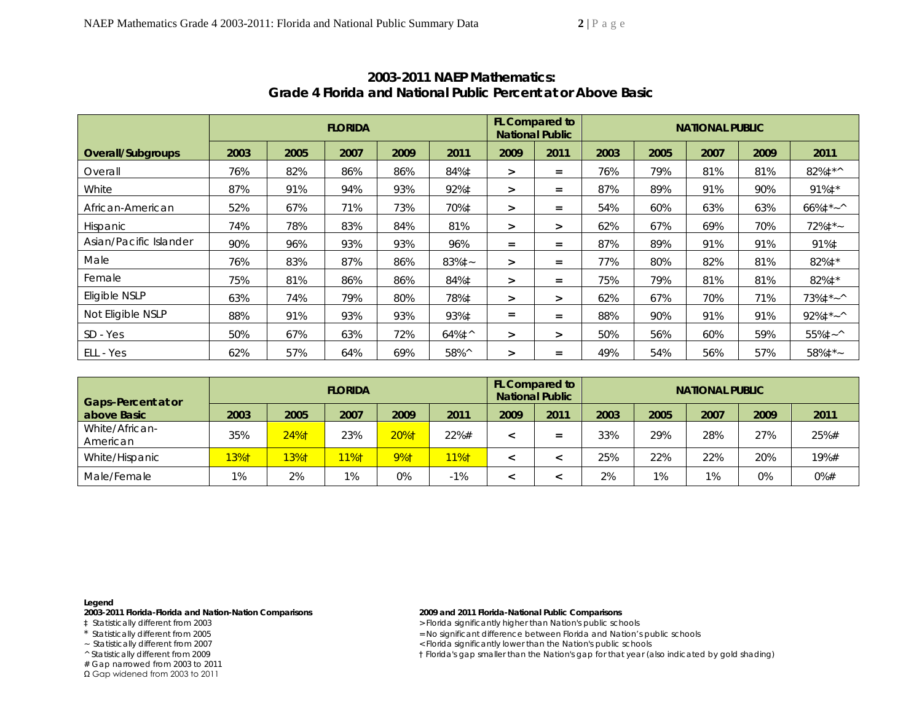## 2003-2011 NAEP Mathematics: Grade 4 Florida and National Public Percent at or Above Basic

| | FLORIDA | | | | | FL Compared to National Public | | NATIONAL PUBLIC | | | | |
|---|---|---|---|---|---|---|---|---|---|---|---|---|
| **Overall/Subgroups** | **2003** | **2005** | **2007** | **2009** | **2011** | **2009** | **2011** | **2003** | **2005** | **2007** | **2009** | **2011** |
| Overall | 76% | 82% | 86% | 86% | 84%‡ | > | = | 76% | 79% | 81% | 81% | 82%‡*^ |
| White | 87% | 91% | 94% | 93% | 92%‡ | > | = | 87% | 89% | 91% | 90% | 91%‡* |
| African-American | 52% | 67% | 71% | 73% | 70%‡ | > | = | 54% | 60% | 63% | 63% | 66%‡*~^ |
| Hispanic | 74% | 78% | 83% | 84% | 81% | > | > | 62% | 67% | 69% | 70% | 72%‡*~ |
| Asian/Pacific Islander | 90% | 96% | 93% | 93% | 96% | = | = | 87% | 89% | 91% | 91% | 91%‡ |
| Male | 76% | 83% | 87% | 86% | 83%‡~ | > | = | 77% | 80% | 82% | 81% | 82%‡* |
| Female | 75% | 81% | 86% | 86% | 84%‡ | > | = | 75% | 79% | 81% | 81% | 82%‡* |
| Eligible NSLP | 63% | 74% | 79% | 80% | 78%‡ | > | > | 62% | 67% | 70% | 71% | 73%‡*~^ |
| Not Eligible NSLP | 88% | 91% | 93% | 93% | 93%‡ | = | = | 88% | 90% | 91% | 91% | 92%‡*~^ |
| SD - Yes | 50% | 67% | 63% | 72% | 64%‡^ | > | > | 50% | 56% | 60% | 59% | 55%‡~^ |
| ELL - Yes | 62% | 57% | 64% | 69% | 58%^ | > | = | 49% | 54% | 56% | 57% | 58%‡*~ |

| Gaps-Percent at or above Basic | FLORIDA | | | | | FL Compared to National Public | | NATIONAL PUBLIC | | | | |
|---|---|---|---|---|---|---|---|---|---|---|---|---|
| | **2003** | **2005** | **2007** | **2009** | **2011** | **2009** | **2011** | **2003** | **2005** | **2007** | **2009** | **2011** |
| White/African-American | 35% | 24%† | 23% | 20%† | 22%# | < | = | 33% | 29% | 28% | 27% | 25%# |
| White/Hispanic | 13%† | 13%† | 11%† | 9%† | 11%† | < | < | 25% | 22% | 22% | 20% | 19%# |
| Male/Female | 1% | 2% | 1% | 0% | -1% | < | < | 2% | 1% | 1% | 0% | 0%# |

**Legend**

**2003-2011 Florida-Florida and Nation-Nation Comparisons**

‡ Statistically different from 2003
\* Statistically different from 2005
~ Statistically different from 2007
^ Statistically different from 2009
\# Gap narrowed from 2003 to 2011
Ω Gap widened from 2003 to 2011

**2009 and 2011 Florida-National Public Comparisons**

\> Florida significantly higher than Nation's public schools
= No significant difference between Florida and Nation's public schools
< Florida significantly lower than the Nation's public schools
† Florida's gap smaller than the Nation's gap for that year (also indicated by gold shading)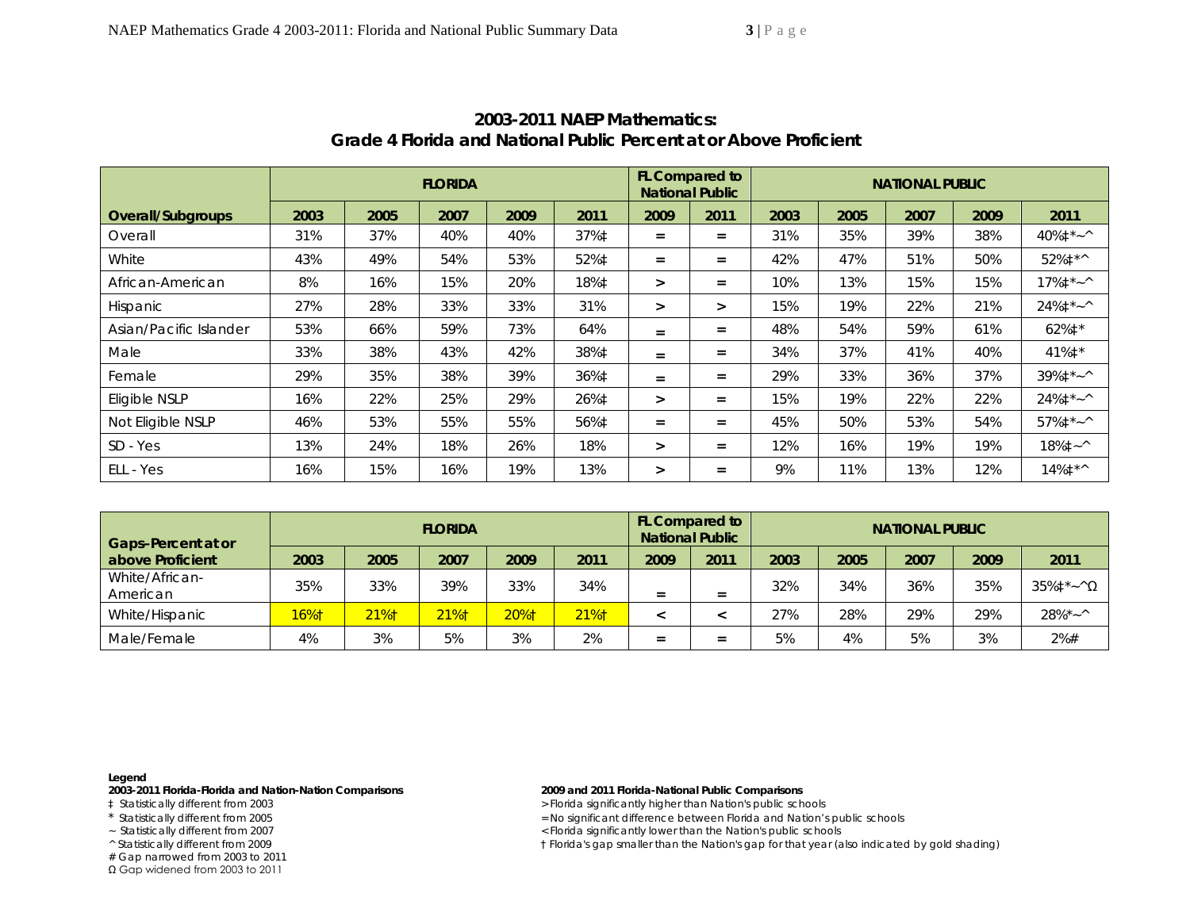## 2003-2011 NAEP Mathematics: Grade 4 Florida and National Public Percent at or Above Proficient

| | FLORIDA | | | | | FL Compared to National Public | | NATIONAL PUBLIC | | | | |
|---|---|---|---|---|---|---|---|---|---|---|---|---|
| **Overall/Subgroups** | **2003** | **2005** | **2007** | **2009** | **2011** | **2009** | **2011** | **2003** | **2005** | **2007** | **2009** | **2011** |
| Overall | 31% | 37% | 40% | 40% | 37%‡ | = | = | 31% | 35% | 39% | 38% | 40%‡*~^ |
| White | 43% | 49% | 54% | 53% | 52%‡ | = | = | 42% | 47% | 51% | 50% | 52%‡*^ |
| African-American | 8% | 16% | 15% | 20% | 18%‡ | > | = | 10% | 13% | 15% | 15% | 17%‡*~^ |
| Hispanic | 27% | 28% | 33% | 33% | 31% | > | > | 15% | 19% | 22% | 21% | 24%‡*~^ |
| Asian/Pacific Islander | 53% | 66% | 59% | 73% | 64% | = | = | 48% | 54% | 59% | 61% | 62%‡* |
| Male | 33% | 38% | 43% | 42% | 38%‡ | = | = | 34% | 37% | 41% | 40% | 41%‡* |
| Female | 29% | 35% | 38% | 39% | 36%‡ | = | = | 29% | 33% | 36% | 37% | 39%‡*~^ |
| Eligible NSLP | 16% | 22% | 25% | 29% | 26%‡ | > | = | 15% | 19% | 22% | 22% | 24%‡*~^ |
| Not Eligible NSLP | 46% | 53% | 55% | 55% | 56%‡ | = | = | 45% | 50% | 53% | 54% | 57%‡*~^ |
| SD - Yes | 13% | 24% | 18% | 26% | 18% | > | = | 12% | 16% | 19% | 19% | 18%‡~^ |
| ELL - Yes | 16% | 15% | 16% | 19% | 13% | > | = | 9% | 11% | 13% | 12% | 14%‡*^ |

| Gaps-Percent at or above Proficient | FLORIDA | | | | | FL Compared to National Public | | NATIONAL PUBLIC | | | | |
|---|---|---|---|---|---|---|---|---|---|---|---|---|
| | **2003** | **2005** | **2007** | **2009** | **2011** | **2009** | **2011** | **2003** | **2005** | **2007** | **2009** | **2011** |
| White/African-American | 35% | 33% | 39% | 33% | 34% | = | = | 32% | 34% | 36% | 35% | 35%‡*~^Ω |
| White/Hispanic | 16%† | 21%† | 21%† | 20%† | 21%† | < | < | 27% | 28% | 29% | 29% | 28%*~^ |
| Male/Female | 4% | 3% | 5% | 3% | 2% | = | = | 5% | 4% | 5% | 3% | 2%# |

**Legend**

**2003-2011 Florida-Florida and Nation-Nation Comparisons**

‡ Statistically different from 2003
\* Statistically different from 2005
~ Statistically different from 2007
^ Statistically different from 2009
\# Gap narrowed from 2003 to 2011
Ω Gap widened from 2003 to 2011

**2009 and 2011 Florida-National Public Comparisons**

\> Florida significantly higher than Nation's public schools
= No significant difference between Florida and Nation's public schools
< Florida significantly lower than the Nation's public schools
† Florida's gap smaller than the Nation's gap for that year (also indicated by gold shading)